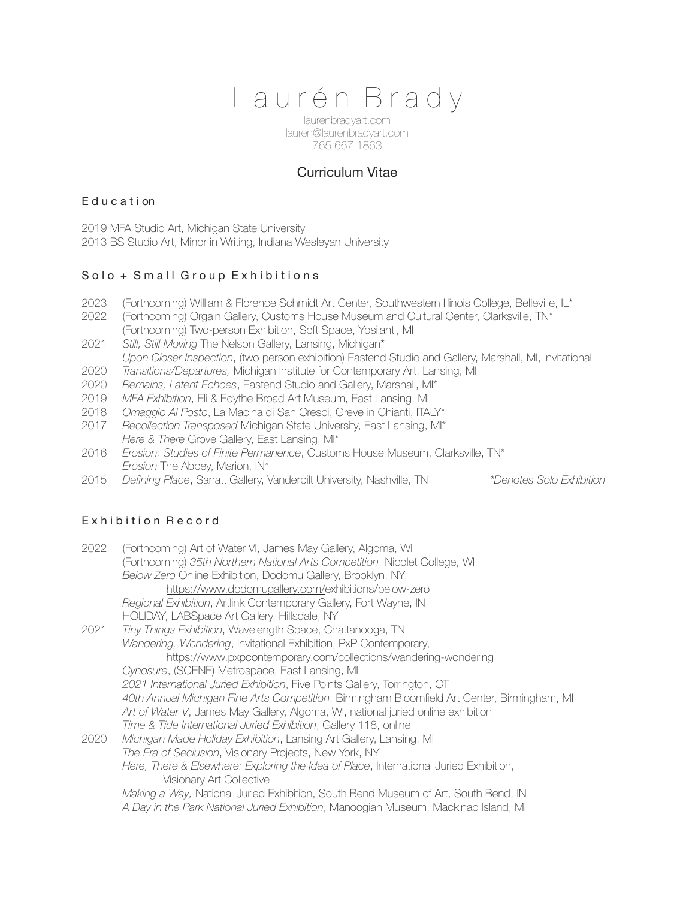# Laurén Brady

laurenbradyart.com
lauren@laurenbradyart.com
765.667.1863

## Curriculum Vitae

### Education

2019 MFA Studio Art, Michigan State University
2013 BS Studio Art, Minor in Writing, Indiana Wesleyan University

### Solo + Small Group Exhibitions

2023 (Forthcoming) William & Florence Schmidt Art Center, Southwestern Illinois College, Belleville, IL*
2022 (Forthcoming) Orgain Gallery, Customs House Museum and Cultural Center, Clarksville, TN*
(Forthcoming) Two-person Exhibition, Soft Space, Ypsilanti, MI
2021 *Still, Still Moving* The Nelson Gallery, Lansing, Michigan*
*Upon Closer Inspection*, (two person exhibition) Eastend Studio and Gallery, Marshall, MI, invitational
2020 *Transitions/Departures,* Michigan Institute for Contemporary Art, Lansing, MI
2020 *Remains, Latent Echoes*, Eastend Studio and Gallery, Marshall, MI*
2019 *MFA Exhibition*, Eli & Edythe Broad Art Museum, East Lansing, MI
2018 *Omaggio Al Posto*, La Macina di San Cresci, Greve in Chianti, ITALY*
2017 *Recollection Transposed* Michigan State University, East Lansing, MI*
*Here & There* Grove Gallery, East Lansing, MI*
2016 *Erosion: Studies of Finite Permanence*, Customs House Museum, Clarksville, TN*
*Erosion* The Abbey, Marion, IN*
2015 *Defining Place*, Sarratt Gallery, Vanderbilt University, Nashville, TN

*\*Denotes Solo Exhibition*

### Exhibition Record

2022 (Forthcoming) Art of Water VI, James May Gallery, Algoma, WI
(Forthcoming) *35th Northern National Arts Competition*, Nicolet College, WI
*Below Zero* Online Exhibition, Dodomu Gallery, Brooklyn, NY,
https://www.dodomugallery.com/exhibitions/below-zero
*Regional Exhibition*, Artlink Contemporary Gallery, Fort Wayne, IN
HOLIDAY, LABSpace Art Gallery, Hillsdale, NY
2021 *Tiny Things Exhibition*, Wavelength Space, Chattanooga, TN
*Wandering, Wondering*, Invitational Exhibition, PxP Contemporary,
https://www.pxpcontemporary.com/collections/wandering-wondering
*Cynosure*, (SCENE) Metrospace, East Lansing, MI
*2021 International Juried Exhibition*, Five Points Gallery, Torrington, CT
*40th Annual Michigan Fine Arts Competition*, Birmingham Bloomfield Art Center, Birmingham, MI
*Art of Water V*, James May Gallery, Algoma, WI, national juried online exhibition
*Time & Tide International Juried Exhibition*, Gallery 118, online
2020 *Michigan Made Holiday Exhibition*, Lansing Art Gallery, Lansing, MI
*The Era of Seclusion*, Visionary Projects, New York, NY
*Here, There & Elsewhere: Exploring the Idea of Place*, International Juried Exhibition,
Visionary Art Collective
*Making a Way,* National Juried Exhibition, South Bend Museum of Art, South Bend, IN
*A Day in the Park National Juried Exhibition*, Manoogian Museum, Mackinac Island, MI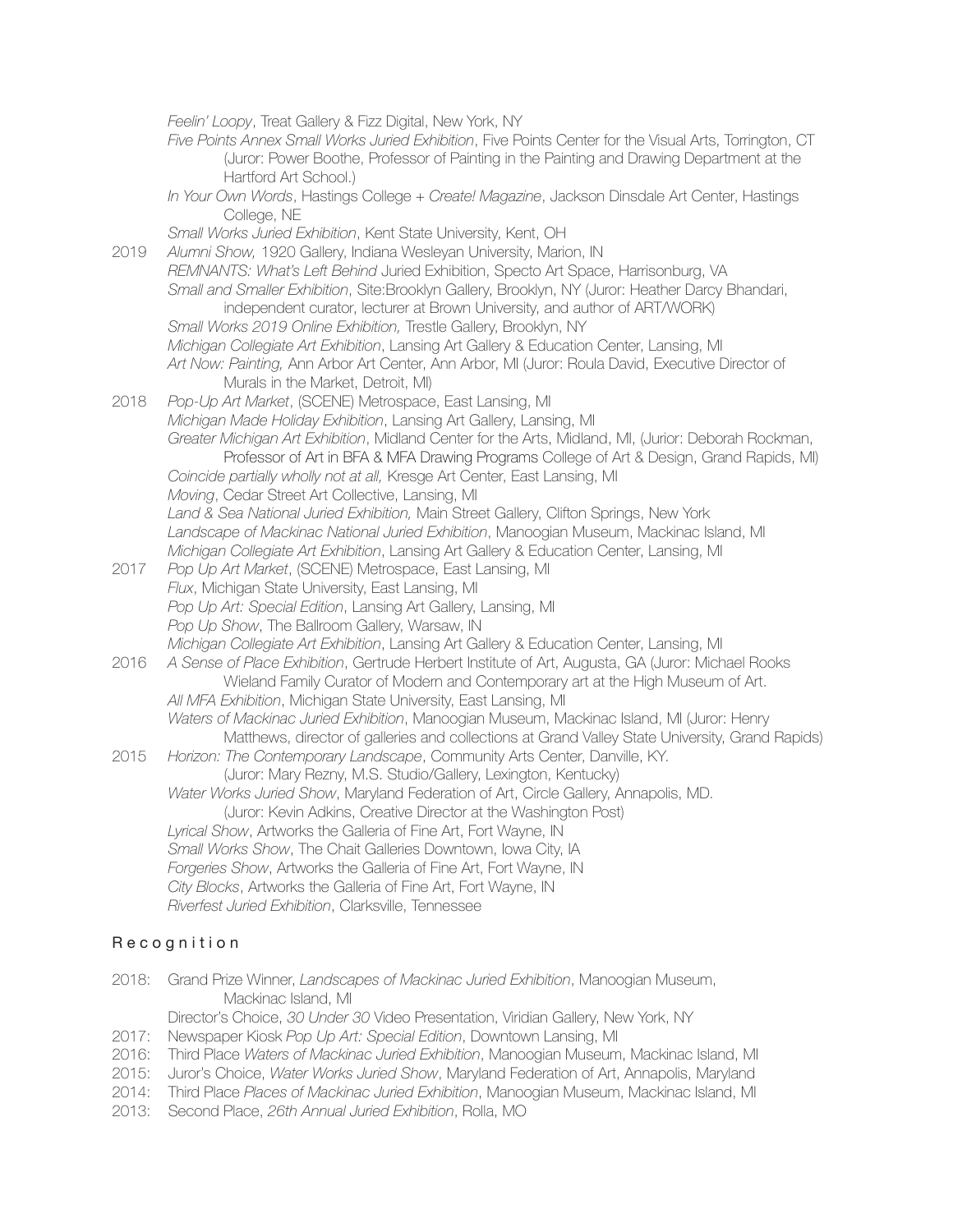*Feelin' Loopy*, Treat Gallery & Fizz Digital, New York, NY

*Five Points Annex Small Works Juried Exhibition*, Five Points Center for the Visual Arts, Torrington, CT (Juror: Power Boothe, Professor of Painting in the Painting and Drawing Department at the Hartford Art School.)

*In Your Own Words*, Hastings College + *Create! Magazine*, Jackson Dinsdale Art Center, Hastings College, NE

*Small Works Juried Exhibition*, Kent State University, Kent, OH

2019 *Alumni Show,* 1920 Gallery, Indiana Wesleyan University, Marion, IN

*REMNANTS: What's Left Behind* Juried Exhibition, Specto Art Space, Harrisonburg, VA

*Small and Smaller Exhibition*, Site:Brooklyn Gallery, Brooklyn, NY (Juror: Heather Darcy Bhandari, independent curator, lecturer at Brown University, and author of ART/WORK)

*Small Works 2019 Online Exhibition,* Trestle Gallery, Brooklyn, NY

*Michigan Collegiate Art Exhibition*, Lansing Art Gallery & Education Center, Lansing, MI

*Art Now: Painting,* Ann Arbor Art Center, Ann Arbor, MI (Juror: Roula David, Executive Director of Murals in the Market, Detroit, MI)

2018 *Pop-Up Art Market*, (SCENE) Metrospace, East Lansing, MI

*Michigan Made Holiday Exhibition*, Lansing Art Gallery, Lansing, MI

*Greater Michigan Art Exhibition*, Midland Center for the Arts, Midland, MI, (Jurior: Deborah Rockman, Professor of Art in BFA & MFA Drawing Programs College of Art & Design, Grand Rapids, MI)

*Coincide partially wholly not at all,* Kresge Art Center, East Lansing, MI

*Moving*, Cedar Street Art Collective, Lansing, MI

*Land & Sea National Juried Exhibition,* Main Street Gallery, Clifton Springs, New York

*Landscape of Mackinac National Juried Exhibition*, Manoogian Museum, Mackinac Island, MI

*Michigan Collegiate Art Exhibition*, Lansing Art Gallery & Education Center, Lansing, MI

2017 *Pop Up Art Market*, (SCENE) Metrospace, East Lansing, MI

*Flux*, Michigan State University, East Lansing, MI

*Pop Up Art: Special Edition*, Lansing Art Gallery, Lansing, MI

*Pop Up Show*, The Ballroom Gallery, Warsaw, IN

*Michigan Collegiate Art Exhibition*, Lansing Art Gallery & Education Center, Lansing, MI

2016 *A Sense of Place Exhibition*, Gertrude Herbert Institute of Art, Augusta, GA (Juror: Michael Rooks Wieland Family Curator of Modern and Contemporary art at the High Museum of Art.

*All MFA Exhibition*, Michigan State University, East Lansing, MI

*Waters of Mackinac Juried Exhibition*, Manoogian Museum, Mackinac Island, MI (Juror: Henry Matthews, director of galleries and collections at Grand Valley State University, Grand Rapids)

2015 *Horizon: The Contemporary Landscape*, Community Arts Center, Danville, KY. (Juror: Mary Rezny, M.S. Studio/Gallery, Lexington, Kentucky)

*Water Works Juried Show*, Maryland Federation of Art, Circle Gallery, Annapolis, MD. (Juror: Kevin Adkins, Creative Director at the Washington Post)

*Lyrical Show*, Artworks the Galleria of Fine Art, Fort Wayne, IN

*Small Works Show*, The Chait Galleries Downtown, Iowa City, IA

*Forgeries Show*, Artworks the Galleria of Fine Art, Fort Wayne, IN

*City Blocks*, Artworks the Galleria of Fine Art, Fort Wayne, IN

*Riverfest Juried Exhibition*, Clarksville, Tennessee

## Recognition

2018: Grand Prize Winner, *Landscapes of Mackinac Juried Exhibition*, Manoogian Museum, Mackinac Island, MI

Director's Choice, *30 Under 30* Video Presentation, Viridian Gallery, New York, NY

2017: Newspaper Kiosk *Pop Up Art: Special Edition*, Downtown Lansing, MI

2016: Third Place *Waters of Mackinac Juried Exhibition*, Manoogian Museum, Mackinac Island, MI

2015: Juror's Choice, *Water Works Juried Show*, Maryland Federation of Art, Annapolis, Maryland

2014: Third Place *Places of Mackinac Juried Exhibition*, Manoogian Museum, Mackinac Island, MI

2013: Second Place, *26th Annual Juried Exhibition*, Rolla, MO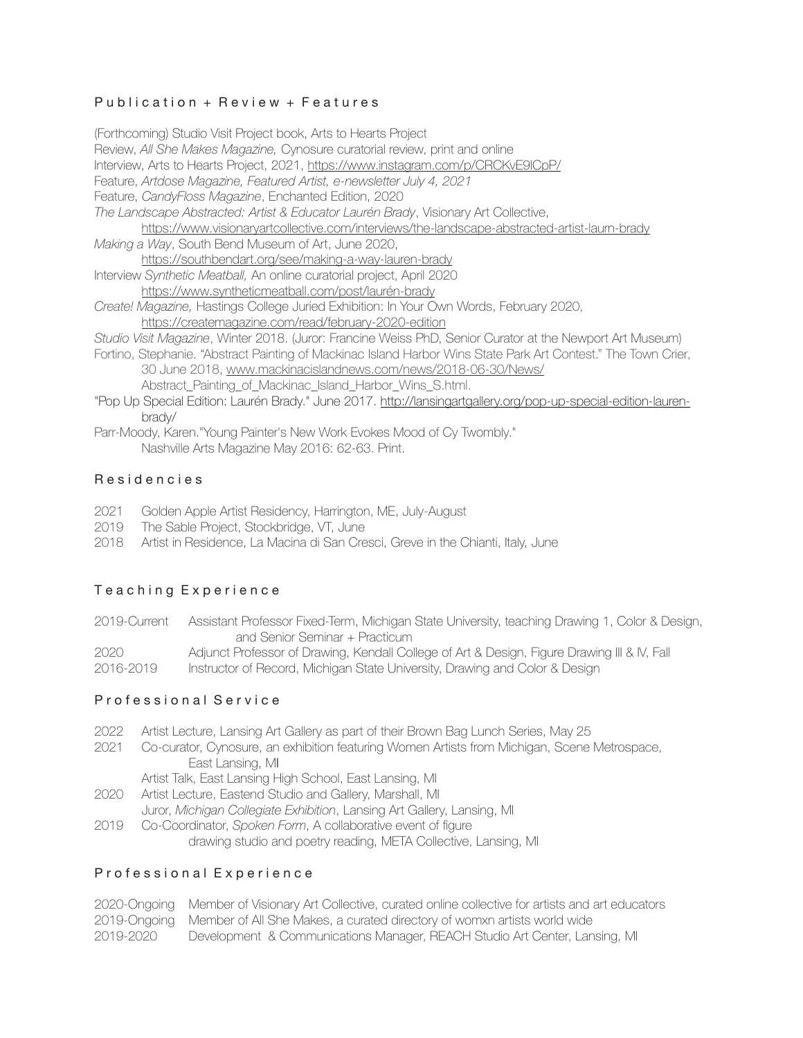## Publication + Review + Features

(Forthcoming) Studio Visit Project book, Arts to Hearts Project

Review, *All She Makes Magazine,* Cynosure curatorial review, print and online

Interview, Arts to Hearts Project, 2021, https://www.instagram.com/p/CRCKvE9lCpP/

Feature, *Artdose Magazine, Featured Artist, e-newsletter July 4, 2021*

Feature, *CandyFloss Magazine*, Enchanted Edition, 2020

*The Landscape Abstracted: Artist & Educator Laurén Brady*, Visionary Art Collective,
https://www.visionaryartcollective.com/interviews/the-landscape-abstracted-artist-laurn-brady

*Making a Way*, South Bend Museum of Art, June 2020,
https://southbendart.org/see/making-a-way-lauren-brady

Interview *Synthetic Meatball,* An online curatorial project, April 2020
https://www.syntheticmeatball.com/post/laurén-brady

*Create! Magazine,* Hastings College Juried Exhibition: In Your Own Words, February 2020,
https://createmagazine.com/read/february-2020-edition

*Studio Visit Magazine*, Winter 2018. (Juror: Francine Weiss PhD, Senior Curator at the Newport Art Museum)

Fortino, Stephanie. "Abstract Painting of Mackinac Island Harbor Wins State Park Art Contest." The Town Crier, 30 June 2018, www.mackinacislandnews.com/news/2018-06-30/News/Abstract_Painting_of_Mackinac_Island_Harbor_Wins_S.html.

"Pop Up Special Edition: Laurén Brady." June 2017. http://lansingartgallery.org/pop-up-special-edition-lauren-brady/

Parr-Moody, Karen."Young Painter's New Work Evokes Mood of Cy Twombly."
Nashville Arts Magazine May 2016: 62-63. Print.

## Residencies

2021 Golden Apple Artist Residency, Harrington, ME, July-August

2019 The Sable Project, Stockbridge, VT, June

2018 Artist in Residence, La Macina di San Cresci, Greve in the Chianti, Italy, June

## Teaching Experience

2019-Current Assistant Professor Fixed-Term, Michigan State University, teaching Drawing 1, Color & Design, and Senior Seminar + Practicum

2020 Adjunct Professor of Drawing, Kendall College of Art & Design, Figure Drawing III & IV, Fall

2016-2019 Instructor of Record, Michigan State University, Drawing and Color & Design

## Professional Service

2022 Artist Lecture, Lansing Art Gallery as part of their Brown Bag Lunch Series, May 25

2021 Co-curator, Cynosure, an exhibition featuring Women Artists from Michigan, Scene Metrospace, East Lansing, MI
Artist Talk, East Lansing High School, East Lansing, MI

2020 Artist Lecture, Eastend Studio and Gallery, Marshall, MI
Juror, *Michigan Collegiate Exhibition*, Lansing Art Gallery, Lansing, MI

2019 Co-Coordinator, *Spoken Form*, A collaborative event of figure drawing studio and poetry reading, META Collective, Lansing, MI

## Professional Experience

2020-Ongoing Member of Visionary Art Collective, curated online collective for artists and art educators

2019-Ongoing Member of All She Makes, a curated directory of womxn artists world wide

2019-2020 Development & Communications Manager, REACH Studio Art Center, Lansing, MI